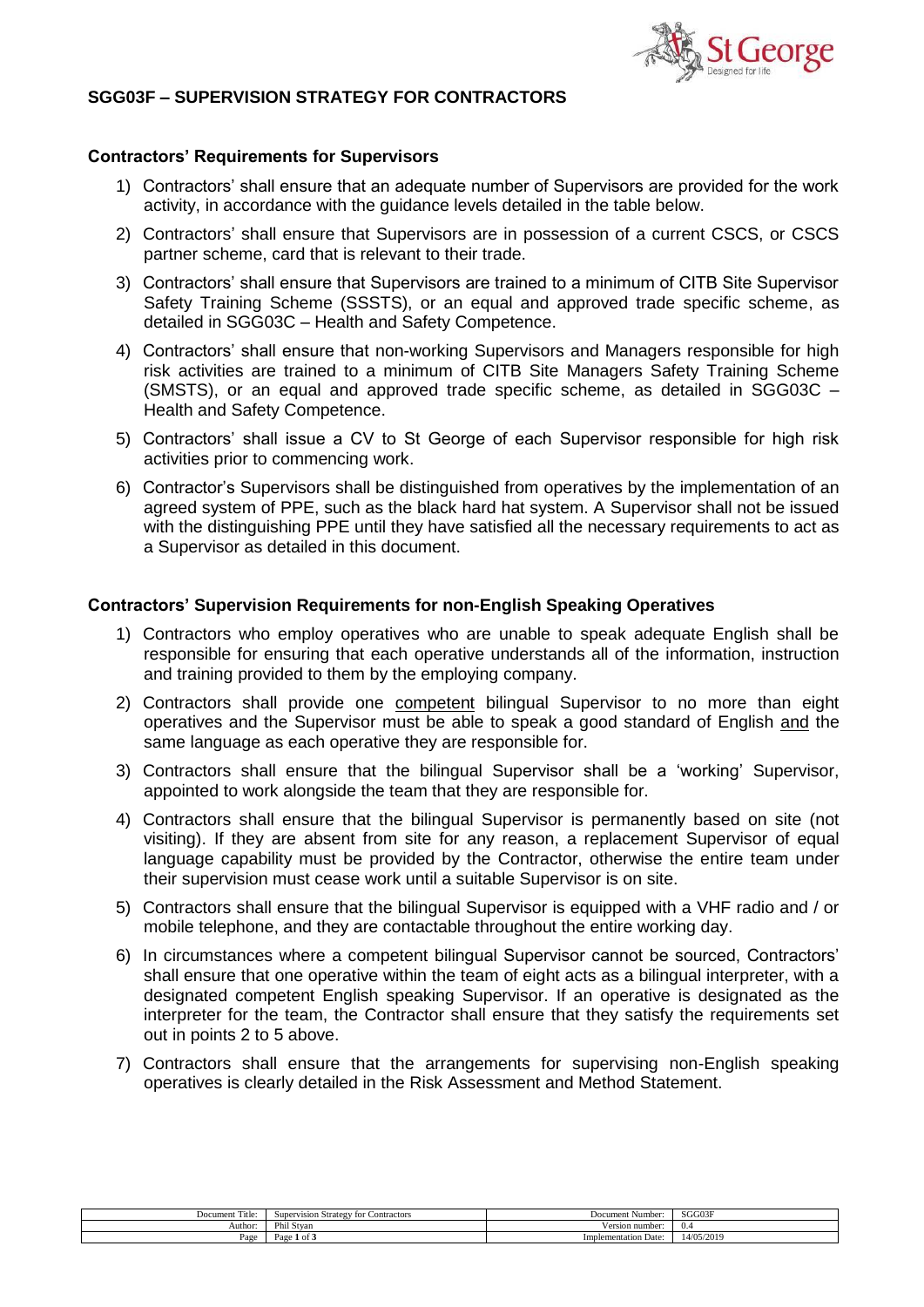# SGG03F – SUPERVISION STRATEGY FOR CONTRACTORS

## Contractors' Requirements for Supervisors

1) Contractors' shall ensure that an adequate number of Supervisors are provided for the work activity, in accordance with the guidance levels detailed in the table below.
2) Contractors' shall ensure that Supervisors are in possession of a current CSCS, or CSCS partner scheme, card that is relevant to their trade.
3) Contractors' shall ensure that Supervisors are trained to a minimum of CITB Site Supervisor Safety Training Scheme (SSSTS), or an equal and approved trade specific scheme, as detailed in SGG03C – Health and Safety Competence.
4) Contractors' shall ensure that non-working Supervisors and Managers responsible for high risk activities are trained to a minimum of CITB Site Managers Safety Training Scheme (SMSTS), or an equal and approved trade specific scheme, as detailed in SGG03C – Health and Safety Competence.
5) Contractors' shall issue a CV to St George of each Supervisor responsible for high risk activities prior to commencing work.
6) Contractor's Supervisors shall be distinguished from operatives by the implementation of an agreed system of PPE, such as the black hard hat system. A Supervisor shall not be issued with the distinguishing PPE until they have satisfied all the necessary requirements to act as a Supervisor as detailed in this document.

## Contractors' Supervision Requirements for non-English Speaking Operatives

1) Contractors who employ operatives who are unable to speak adequate English shall be responsible for ensuring that each operative understands all of the information, instruction and training provided to them by the employing company.
2) Contractors shall provide one <u>competent</u> bilingual Supervisor to no more than eight operatives and the Supervisor must be able to speak a good standard of English <u>and</u> the same language as each operative they are responsible for.
3) Contractors shall ensure that the bilingual Supervisor shall be a 'working' Supervisor, appointed to work alongside the team that they are responsible for.
4) Contractors shall ensure that the bilingual Supervisor is permanently based on site (not visiting). If they are absent from site for any reason, a replacement Supervisor of equal language capability must be provided by the Contractor, otherwise the entire team under their supervision must cease work until a suitable Supervisor is on site.
5) Contractors shall ensure that the bilingual Supervisor is equipped with a VHF radio and / or mobile telephone, and they are contactable throughout the entire working day.
6) In circumstances where a competent bilingual Supervisor cannot be sourced, Contractors' shall ensure that one operative within the team of eight acts as a bilingual interpreter, with a designated competent English speaking Supervisor. If an operative is designated as the interpreter for the team, the Contractor shall ensure that they satisfy the requirements set out in points 2 to 5 above.
7) Contractors shall ensure that the arrangements for supervising non-English speaking operatives is clearly detailed in the Risk Assessment and Method Statement.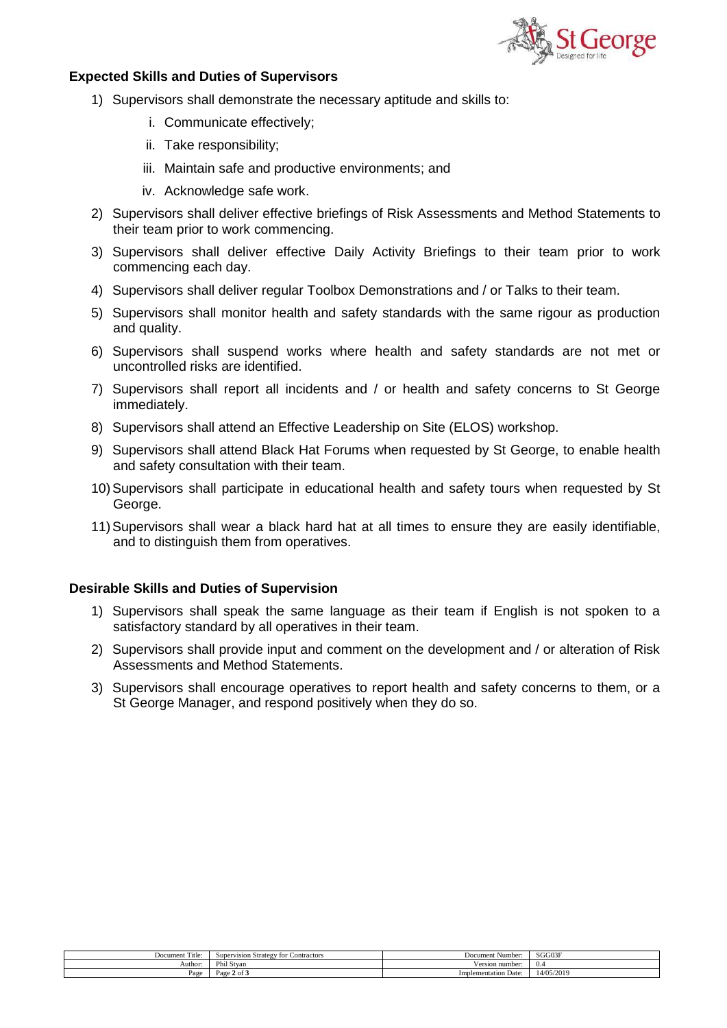## Expected Skills and Duties of Supervisors

1) Supervisors shall demonstrate the necessary aptitude and skills to:
   i. Communicate effectively;
   ii. Take responsibility;
   iii. Maintain safe and productive environments; and
   iv. Acknowledge safe work.
2) Supervisors shall deliver effective briefings of Risk Assessments and Method Statements to their team prior to work commencing.
3) Supervisors shall deliver effective Daily Activity Briefings to their team prior to work commencing each day.
4) Supervisors shall deliver regular Toolbox Demonstrations and / or Talks to their team.
5) Supervisors shall monitor health and safety standards with the same rigour as production and quality.
6) Supervisors shall suspend works where health and safety standards are not met or uncontrolled risks are identified.
7) Supervisors shall report all incidents and / or health and safety concerns to St George immediately.
8) Supervisors shall attend an Effective Leadership on Site (ELOS) workshop.
9) Supervisors shall attend Black Hat Forums when requested by St George, to enable health and safety consultation with their team.
10) Supervisors shall participate in educational health and safety tours when requested by St George.
11) Supervisors shall wear a black hard hat at all times to ensure they are easily identifiable, and to distinguish them from operatives.

## Desirable Skills and Duties of Supervision

1) Supervisors shall speak the same language as their team if English is not spoken to a satisfactory standard by all operatives in their team.
2) Supervisors shall provide input and comment on the development and / or alteration of Risk Assessments and Method Statements.
3) Supervisors shall encourage operatives to report health and safety concerns to them, or a St George Manager, and respond positively when they do so.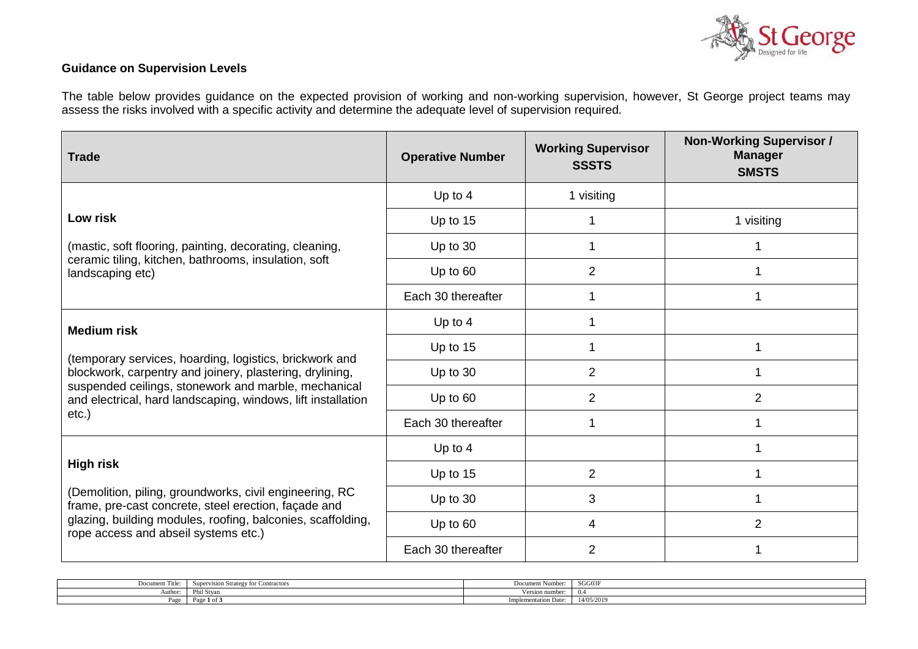**Guidance on Supervision Levels**

The table below provides guidance on the expected provision of working and non-working supervision, however, St George project teams may assess the risks involved with a specific activity and determine the adequate level of supervision required.

| Trade | Operative Number | Working Supervisor SSSTS | Non-Working Supervisor / Manager SMSTS |
|---|---|---|---|
| **Low risk** (mastic, soft flooring, painting, decorating, cleaning, ceramic tiling, kitchen, bathrooms, insulation, soft landscaping etc) | Up to 4 | 1 visiting | |
| | Up to 15 | 1 | 1 visiting |
| | Up to 30 | 1 | 1 |
| | Up to 60 | 2 | 1 |
| | Each 30 thereafter | 1 | 1 |
| **Medium risk** (temporary services, hoarding, logistics, brickwork and blockwork, carpentry and joinery, plastering, drylining, suspended ceilings, stonework and marble, mechanical and electrical, hard landscaping, windows, lift installation etc.) | Up to 4 | 1 | |
| | Up to 15 | 1 | 1 |
| | Up to 30 | 2 | 1 |
| | Up to 60 | 2 | 2 |
| | Each 30 thereafter | 1 | 1 |
| **High risk** (Demolition, piling, groundworks, civil engineering, RC frame, pre-cast concrete, steel erection, façade and glazing, building modules, roofing, balconies, scaffolding, rope access and abseil systems etc.) | Up to 4 | | 1 |
| | Up to 15 | 2 | 1 |
| | Up to 30 | 3 | 1 |
| | Up to 60 | 4 | 2 |
| | Each 30 thereafter | 2 | 1 |